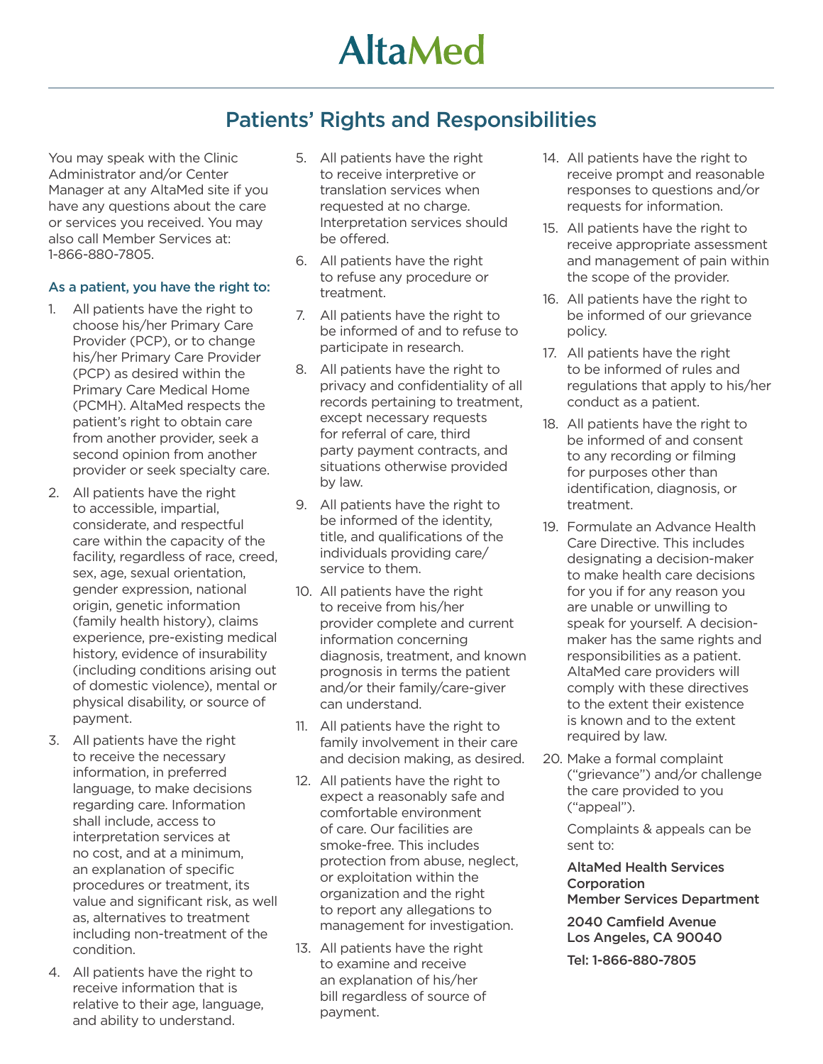# AltaMed

## Patients' Rights and Responsibilities

You may speak with the Clinic Administrator and/or Center Manager at any AltaMed site if you have any questions about the care or services you received. You may also call Member Services at: 1-866-880-7805.

### As a patient, you have the right to:

1. All patients have the right to choose his/her Primary Care Provider (PCP), or to change his/her Primary Care Provider (PCP) as desired within the Primary Care Medical Home (PCMH). AltaMed respects the patient's right to obtain care from another provider, seek a second opinion from another provider or seek specialty care.
2. All patients have the right to accessible, impartial, considerate, and respectful care within the capacity of the facility, regardless of race, creed, sex, age, sexual orientation, gender expression, national origin, genetic information (family health history), claims experience, pre-existing medical history, evidence of insurability (including conditions arising out of domestic violence), mental or physical disability, or source of payment.
3. All patients have the right to receive the necessary information, in preferred language, to make decisions regarding care. Information shall include, access to interpretation services at no cost, and at a minimum, an explanation of specific procedures or treatment, its value and significant risk, as well as, alternatives to treatment including non-treatment of the condition.
4. All patients have the right to receive information that is relative to their age, language, and ability to understand.
5. All patients have the right to receive interpretive or translation services when requested at no charge. Interpretation services should be offered.
6. All patients have the right to refuse any procedure or treatment.
7. All patients have the right to be informed of and to refuse to participate in research.
8. All patients have the right to privacy and confidentiality of all records pertaining to treatment, except necessary requests for referral of care, third party payment contracts, and situations otherwise provided by law.
9. All patients have the right to be informed of the identity, title, and qualifications of the individuals providing care/service to them.
10. All patients have the right to receive from his/her provider complete and current information concerning diagnosis, treatment, and known prognosis in terms the patient and/or their family/care-giver can understand.
11. All patients have the right to family involvement in their care and decision making, as desired.
12. All patients have the right to expect a reasonably safe and comfortable environment of care. Our facilities are smoke-free. This includes protection from abuse, neglect, or exploitation within the organization and the right to report any allegations to management for investigation.
13. All patients have the right to examine and receive an explanation of his/her bill regardless of source of payment.
14. All patients have the right to receive prompt and reasonable responses to questions and/or requests for information.
15. All patients have the right to receive appropriate assessment and management of pain within the scope of the provider.
16. All patients have the right to be informed of our grievance policy.
17. All patients have the right to be informed of rules and regulations that apply to his/her conduct as a patient.
18. All patients have the right to be informed of and consent to any recording or filming for purposes other than identification, diagnosis, or treatment.
19. Formulate an Advance Health Care Directive. This includes designating a decision-maker to make health care decisions for you if for any reason you are unable or unwilling to speak for yourself. A decision-maker has the same rights and responsibilities as a patient. AltaMed care providers will comply with these directives to the extent their existence is known and to the extent required by law.
20. Make a formal complaint ("grievance") and/or challenge the care provided to you ("appeal").

    Complaints & appeals can be sent to:

    **AltaMed Health Services Corporation**
    **Member Services Department**

    **2040 Camfield Avenue**
    **Los Angeles, CA 90040**

    **Tel: 1-866-880-7805**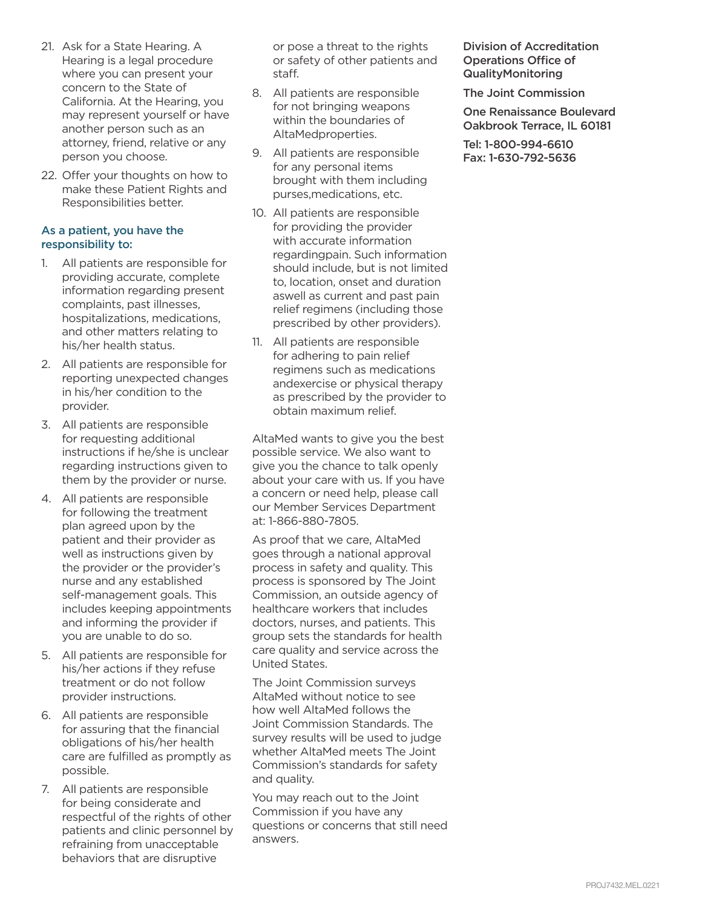21. Ask for a State Hearing. A Hearing is a legal procedure where you can present your concern to the State of California. At the Hearing, you may represent yourself or have another person such as an attorney, friend, relative or any person you choose.
22. Offer your thoughts on how to make these Patient Rights and Responsibilities better.

### As a patient, you have the responsibility to:

1. All patients are responsible for providing accurate, complete information regarding present complaints, past illnesses, hospitalizations, medications, and other matters relating to his/her health status.
2. All patients are responsible for reporting unexpected changes in his/her condition to the provider.
3. All patients are responsible for requesting additional instructions if he/she is unclear regarding instructions given to them by the provider or nurse.
4. All patients are responsible for following the treatment plan agreed upon by the patient and their provider as well as instructions given by the provider or the provider's nurse and any established self-management goals. This includes keeping appointments and informing the provider if you are unable to do so.
5. All patients are responsible for his/her actions if they refuse treatment or do not follow provider instructions.
6. All patients are responsible for assuring that the financial obligations of his/her health care are fulfilled as promptly as possible.
7. All patients are responsible for being considerate and respectful of the rights of other patients and clinic personnel by refraining from unacceptable behaviors that are disruptive or pose a threat to the rights or safety of other patients and staff.
8. All patients are responsible for not bringing weapons within the boundaries of AltaMedproperties.
9. All patients are responsible for any personal items brought with them including purses,medications, etc.
10. All patients are responsible for providing the provider with accurate information regardingpain. Such information should include, but is not limited to, location, onset and duration aswell as current and past pain relief regimens (including those prescribed by other providers).
11. All patients are responsible for adhering to pain relief regimens such as medications andexercise or physical therapy as prescribed by the provider to obtain maximum relief.

AltaMed wants to give you the best possible service. We also want to give you the chance to talk openly about your care with us. If you have a concern or need help, please call our Member Services Department at: 1-866-880-7805.

As proof that we care, AltaMed goes through a national approval process in safety and quality. This process is sponsored by The Joint Commission, an outside agency of healthcare workers that includes doctors, nurses, and patients. This group sets the standards for health care quality and service across the United States.

The Joint Commission surveys AltaMed without notice to see how well AltaMed follows the Joint Commission Standards. The survey results will be used to judge whether AltaMed meets The Joint Commission's standards for safety and quality.

You may reach out to the Joint Commission if you have any questions or concerns that still need answers.

**Division of Accreditation Operations Office of QualityMonitoring**

**The Joint Commission**

**One Renaissance Boulevard**
**Oakbrook Terrace, IL 60181**

**Tel: 1-800-994-6610**
**Fax: 1-630-792-5636**

PROJ7432.MEL.0221